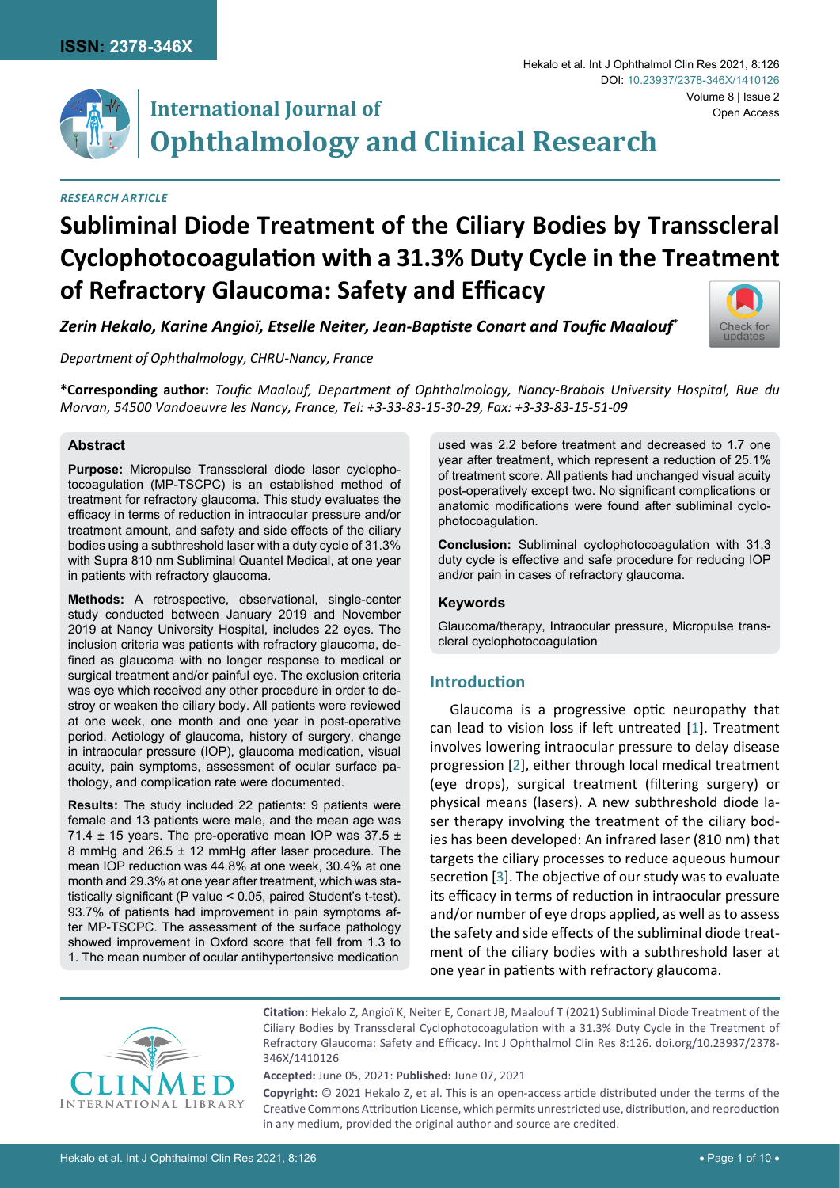ISSN: 2378-346X

Hekalo et al. Int J Ophthalmol Clin Res 2021, 8:126

DOI: 10.23937/2378-346X/1410126

Volume 8 | Issue 2

Open Access

# International Journal of Ophthalmology and Clinical Research

*RESEARCH ARTICLE*

# Subliminal Diode Treatment of the Ciliary Bodies by Transscleral Cyclophotocoagulation with a 31.3% Duty Cycle in the Treatment of Refractory Glaucoma: Safety and Efficacy

***Zerin Hekalo, Karine Angioï, Etselle Neiter, Jean-Baptiste Conart and Toufic Maalouf\****

*Department of Ophthalmology, CHRU-Nancy, France*

**\*Corresponding author:** *Toufic Maalouf, Department of Ophthalmology, Nancy-Brabois University Hospital, Rue du Morvan, 54500 Vandoeuvre les Nancy, France, Tel: +3-33-83-15-30-29, Fax: +3-33-83-15-51-09*

## Abstract

**Purpose:** Micropulse Transscleral diode laser cyclophotocoagulation (MP-TSCPC) is an established method of treatment for refractory glaucoma. This study evaluates the efficacy in terms of reduction in intraocular pressure and/or treatment amount, and safety and side effects of the ciliary bodies using a subthreshold laser with a duty cycle of 31.3% with Supra 810 nm Subliminal Quantel Medical, at one year in patients with refractory glaucoma.

**Methods:** A retrospective, observational, single-center study conducted between January 2019 and November 2019 at Nancy University Hospital, includes 22 eyes. The inclusion criteria was patients with refractory glaucoma, defined as glaucoma with no longer response to medical or surgical treatment and/or painful eye. The exclusion criteria was eye which received any other procedure in order to destroy or weaken the ciliary body. All patients were reviewed at one week, one month and one year in post-operative period. Aetiology of glaucoma, history of surgery, change in intraocular pressure (IOP), glaucoma medication, visual acuity, pain symptoms, assessment of ocular surface pathology, and complication rate were documented.

**Results:** The study included 22 patients: 9 patients were female and 13 patients were male, and the mean age was 71.4 ± 15 years. The pre-operative mean IOP was 37.5 ± 8 mmHg and 26.5 ± 12 mmHg after laser procedure. The mean IOP reduction was 44.8% at one week, 30.4% at one month and 29.3% at one year after treatment, which was statistically significant (P value < 0.05, paired Student's t-test). 93.7% of patients had improvement in pain symptoms after MP-TSCPC. The assessment of the surface pathology showed improvement in Oxford score that fell from 1.3 to 1. The mean number of ocular antihypertensive medication used was 2.2 before treatment and decreased to 1.7 one year after treatment, which represent a reduction of 25.1% of treatment score. All patients had unchanged visual acuity post-operatively except two. No significant complications or anatomic modifications were found after subliminal cyclophotocoagulation.

**Conclusion:** Subliminal cyclophotocoagulation with 31.3 duty cycle is effective and safe procedure for reducing IOP and/or pain in cases of refractory glaucoma.

### Keywords

Glaucoma/therapy, Intraocular pressure, Micropulse transcleral cyclophotocoagulation

## Introduction

Glaucoma is a progressive optic neuropathy that can lead to vision loss if left untreated [1]. Treatment involves lowering intraocular pressure to delay disease progression [2], either through local medical treatment (eye drops), surgical treatment (filtering surgery) or physical means (lasers). A new subthreshold diode laser therapy involving the treatment of the ciliary bodies has been developed: An infrared laser (810 nm) that targets the ciliary processes to reduce aqueous humour secretion [3]. The objective of our study was to evaluate its efficacy in terms of reduction in intraocular pressure and/or number of eye drops applied, as well as to assess the safety and side effects of the subliminal diode treatment of the ciliary bodies with a subthreshold laser at one year in patients with refractory glaucoma.

**Citation:** Hekalo Z, Angioï K, Neiter E, Conart JB, Maalouf T (2021) Subliminal Diode Treatment of the Ciliary Bodies by Transscleral Cyclophotocoagulation with a 31.3% Duty Cycle in the Treatment of Refractory Glaucoma: Safety and Efficacy. Int J Ophthalmol Clin Res 8:126. doi.org/10.23937/2378-346X/1410126

**Accepted:** June 05, 2021: **Published:** June 07, 2021

**Copyright:** © 2021 Hekalo Z, et al. This is an open-access article distributed under the terms of the Creative Commons Attribution License, which permits unrestricted use, distribution, and reproduction in any medium, provided the original author and source are credited.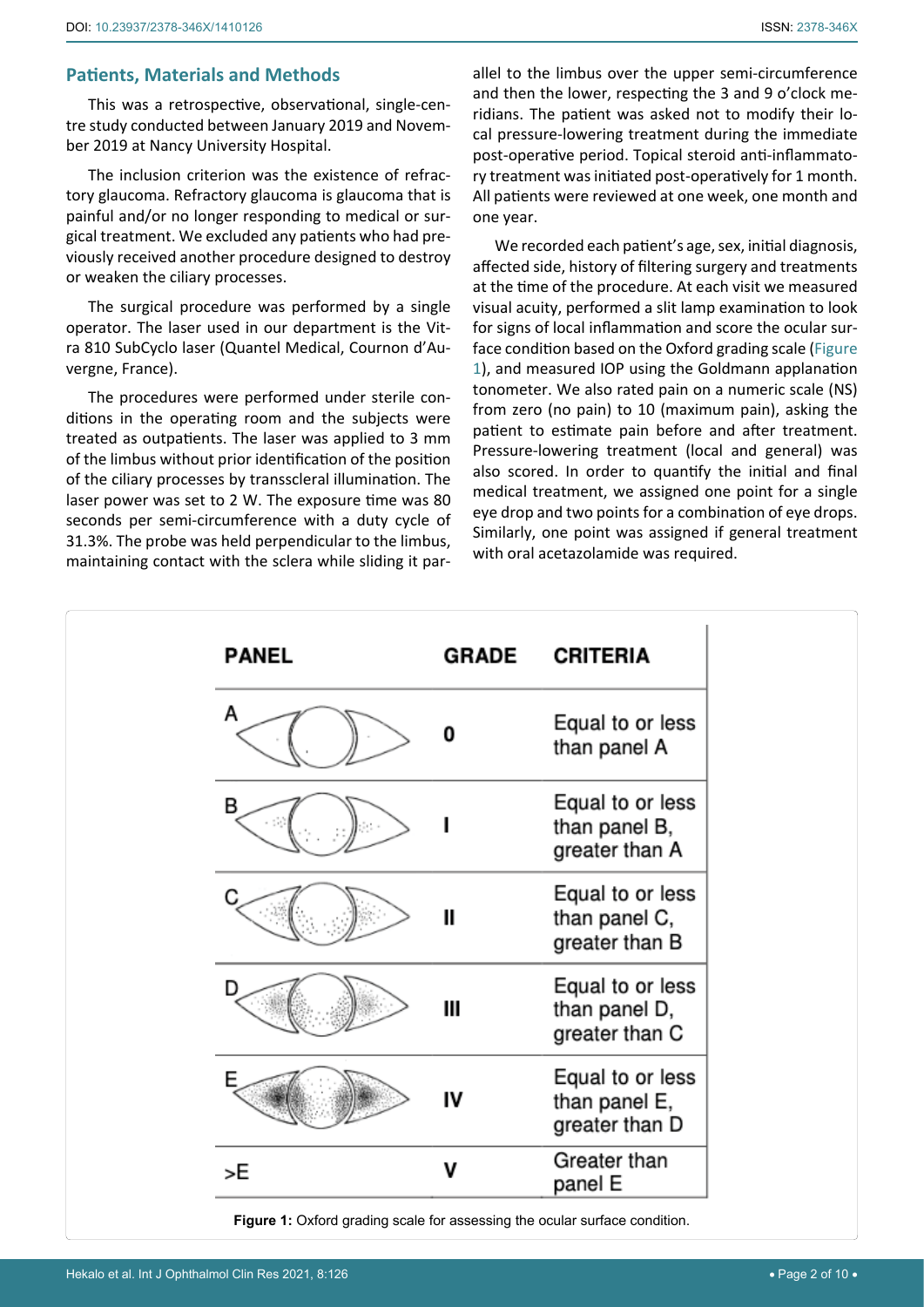## Patients, Materials and Methods

This was a retrospective, observational, single-centre study conducted between January 2019 and November 2019 at Nancy University Hospital.

The inclusion criterion was the existence of refractory glaucoma. Refractory glaucoma is glaucoma that is painful and/or no longer responding to medical or surgical treatment. We excluded any patients who had previously received another procedure designed to destroy or weaken the ciliary processes.

The surgical procedure was performed by a single operator. The laser used in our department is the Vitra 810 SubCyclo laser (Quantel Medical, Cournon d'Auvergne, France).

The procedures were performed under sterile conditions in the operating room and the subjects were treated as outpatients. The laser was applied to 3 mm of the limbus without prior identification of the position of the ciliary processes by transscleral illumination. The laser power was set to 2 W. The exposure time was 80 seconds per semi-circumference with a duty cycle of 31.3%. The probe was held perpendicular to the limbus, maintaining contact with the sclera while sliding it parallel to the limbus over the upper semi-circumference and then the lower, respecting the 3 and 9 o'clock meridians. The patient was asked not to modify their local pressure-lowering treatment during the immediate post-operative period. Topical steroid anti-inflammatory treatment was initiated post-operatively for 1 month. All patients were reviewed at one week, one month and one year.

We recorded each patient's age, sex, initial diagnosis, affected side, history of filtering surgery and treatments at the time of the procedure. At each visit we measured visual acuity, performed a slit lamp examination to look for signs of local inflammation and score the ocular surface condition based on the Oxford grading scale (Figure 1), and measured IOP using the Goldmann applanation tonometer. We also rated pain on a numeric scale (NS) from zero (no pain) to 10 (maximum pain), asking the patient to estimate pain before and after treatment. Pressure-lowering treatment (local and general) was also scored. In order to quantify the initial and final medical treatment, we assigned one point for a single eye drop and two points for a combination of eye drops. Similarly, one point was assigned if general treatment with oral acetazolamide was required.

| PANEL | GRADE | CRITERIA |
|---|---|---|
| A | 0 | Equal to or less than panel A |
| B | I | Equal to or less than panel B, greater than A |
| C | II | Equal to or less than panel C, greater than B |
| D | III | Equal to or less than panel D, greater than C |
| E | IV | Equal to or less than panel E, greater than D |
| >E | V | Greater than panel E |

**Figure 1:** Oxford grading scale for assessing the ocular surface condition.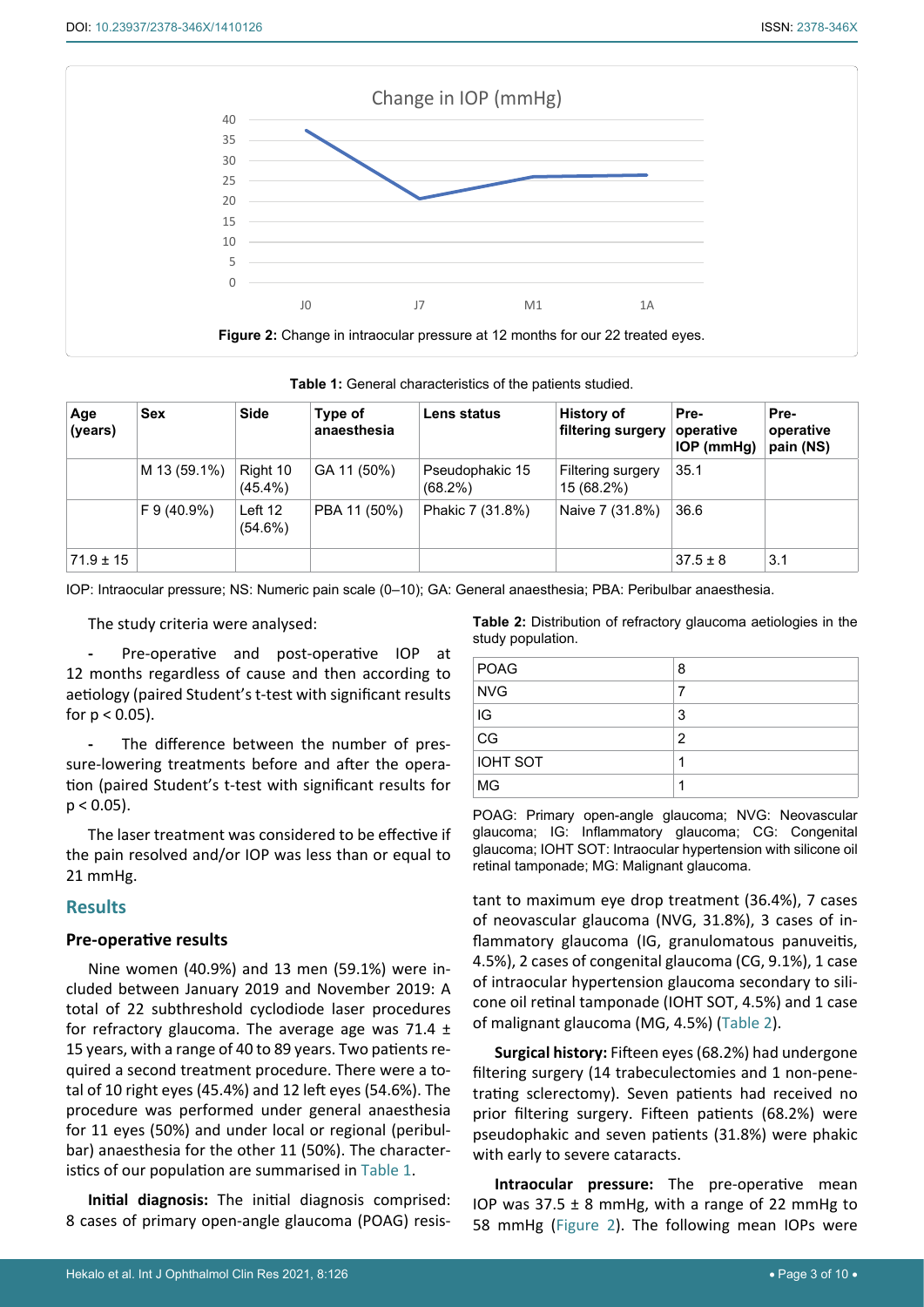Figure 2: Change in intraocular pressure at 12 months for our 22 treated eyes.

Table 1: General characteristics of the patients studied.

| Age (years) | Sex | Side | Type of anaesthesia | Lens status | History of filtering surgery | Pre-operative IOP (mmHg) | Pre-operative pain (NS) |
|---|---|---|---|---|---|---|---|
| | M 13 (59.1%) | Right 10 (45.4%) | GA 11 (50%) | Pseudophakic 15 (68.2%) | Filtering surgery 15 (68.2%) | 35.1 | |
| | F 9 (40.9%) | Left 12 (54.6%) | PBA 11 (50%) | Phakic 7 (31.8%) | Naive 7 (31.8%) | 36.6 | |
| 71.9 ± 15 | | | | | | 37.5 ± 8 | 3.1 |

IOP: Intraocular pressure; NS: Numeric pain scale (0–10); GA: General anaesthesia; PBA: Peribulbar anaesthesia.

The study criteria were analysed:

- Pre-operative and post-operative IOP at 12 months regardless of cause and then according to aetiology (paired Student's t-test with significant results for $p < 0.05$).

- The difference between the number of pressure-lowering treatments before and after the operation (paired Student's t-test with significant results for $p < 0.05$).

The laser treatment was considered to be effective if the pain resolved and/or IOP was less than or equal to 21 mmHg.

## Results

### Pre-operative results

Nine women (40.9%) and 13 men (59.1%) were included between January 2019 and November 2019: A total of 22 subthreshold cyclodiode laser procedures for refractory glaucoma. The average age was 71.4 ± 15 years, with a range of 40 to 89 years. Two patients required a second treatment procedure. There were a total of 10 right eyes (45.4%) and 12 left eyes (54.6%). The procedure was performed under general anaesthesia for 11 eyes (50%) and under local or regional (peribulbar) anaesthesia for the other 11 (50%). The characteristics of our population are summarised in Table 1.

**Initial diagnosis:** The initial diagnosis comprised: 8 cases of primary open-angle glaucoma (POAG) resistant to maximum eye drop treatment (36.4%), 7 cases of neovascular glaucoma (NVG, 31.8%), 3 cases of inflammatory glaucoma (IG, granulomatous panuveitis, 4.5%), 2 cases of congenital glaucoma (CG, 9.1%), 1 case of intraocular hypertension glaucoma secondary to silicone oil retinal tamponade (IOHT SOT, 4.5%) and 1 case of malignant glaucoma (MG, 4.5%) (Table 2).

Table 2: Distribution of refractory glaucoma aetiologies in the study population.

| | |
|---|---|
| POAG | 8 |
| NVG | 7 |
| IG | 3 |
| CG | 2 |
| IOHT SOT | 1 |
| MG | 1 |

POAG: Primary open-angle glaucoma; NVG: Neovascular glaucoma; IG: Inflammatory glaucoma; CG: Congenital glaucoma; IOHT SOT: Intraocular hypertension with silicone oil retinal tamponade; MG: Malignant glaucoma.

**Surgical history:** Fifteen eyes (68.2%) had undergone filtering surgery (14 trabeculectomies and 1 non-penetrating sclerectomy). Seven patients had received no prior filtering surgery. Fifteen patients (68.2%) were pseudophakic and seven patients (31.8%) were phakic with early to severe cataracts.

**Intraocular pressure:** The pre-operative mean IOP was 37.5 ± 8 mmHg, with a range of 22 mmHg to 58 mmHg (Figure 2). The following mean IOPs were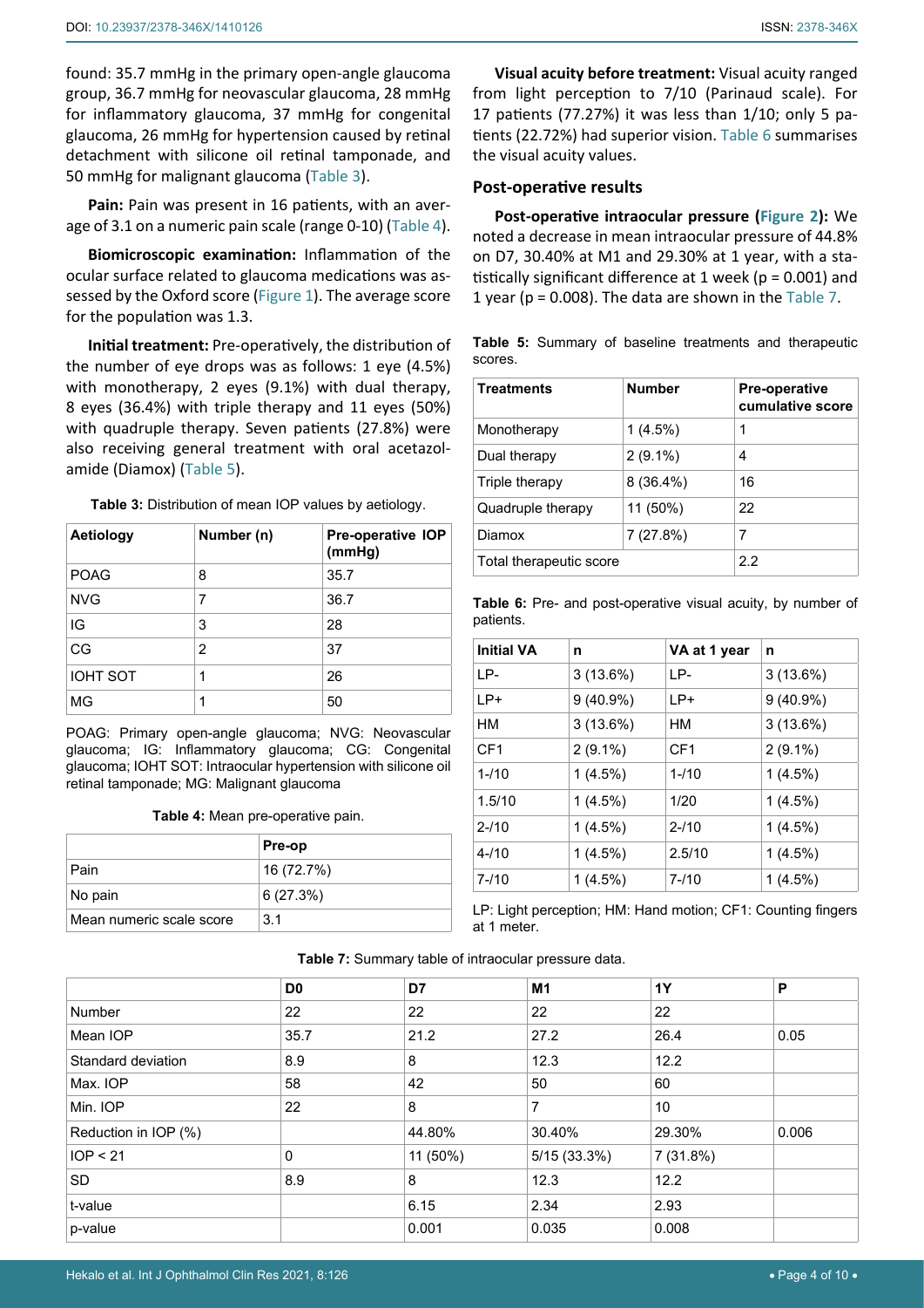found: 35.7 mmHg in the primary open-angle glaucoma group, 36.7 mmHg for neovascular glaucoma, 28 mmHg for inflammatory glaucoma, 37 mmHg for congenital glaucoma, 26 mmHg for hypertension caused by retinal detachment with silicone oil retinal tamponade, and 50 mmHg for malignant glaucoma (Table 3).

**Pain:** Pain was present in 16 patients, with an average of 3.1 on a numeric pain scale (range 0-10) (Table 4).

**Biomicroscopic examination:** Inflammation of the ocular surface related to glaucoma medications was assessed by the Oxford score (Figure 1). The average score for the population was 1.3.

**Initial treatment:** Pre-operatively, the distribution of the number of eye drops was as follows: 1 eye (4.5%) with monotherapy, 2 eyes (9.1%) with dual therapy, 8 eyes (36.4%) with triple therapy and 11 eyes (50%) with quadruple therapy. Seven patients (27.8%) were also receiving general treatment with oral acetazolamide (Diamox) (Table 5).

**Table 3:** Distribution of mean IOP values by aetiology.

| Aetiology | Number (n) | Pre-operative IOP (mmHg) |
|---|---|---|
| POAG | 8 | 35.7 |
| NVG | 7 | 36.7 |
| IG | 3 | 28 |
| CG | 2 | 37 |
| IOHT SOT | 1 | 26 |
| MG | 1 | 50 |

POAG: Primary open-angle glaucoma; NVG: Neovascular glaucoma; IG: Inflammatory glaucoma; CG: Congenital glaucoma; IOHT SOT: Intraocular hypertension with silicone oil retinal tamponade; MG: Malignant glaucoma

**Table 4:** Mean pre-operative pain.

| | Pre-op |
|---|---|
| Pain | 16 (72.7%) |
| No pain | 6 (27.3%) |
| Mean numeric scale score | 3.1 |

**Visual acuity before treatment:** Visual acuity ranged from light perception to 7/10 (Parinaud scale). For 17 patients (77.27%) it was less than 1/10; only 5 patients (22.72%) had superior vision. Table 6 summarises the visual acuity values.

## Post-operative results

**Post-operative intraocular pressure (Figure 2):** We noted a decrease in mean intraocular pressure of 44.8% on D7, 30.40% at M1 and 29.30% at 1 year, with a statistically significant difference at 1 week ($p = 0.001$) and 1 year ($p = 0.008$). The data are shown in the Table 7.

**Table 5:** Summary of baseline treatments and therapeutic scores.

| Treatments | Number | Pre-operative cumulative score |
|---|---|---|
| Monotherapy | 1 (4.5%) | 1 |
| Dual therapy | 2 (9.1%) | 4 |
| Triple therapy | 8 (36.4%) | 16 |
| Quadruple therapy | 11 (50%) | 22 |
| Diamox | 7 (27.8%) | 7 |
| Total therapeutic score | | 2.2 |

**Table 6:** Pre- and post-operative visual acuity, by number of patients.

| Initial VA | n | VA at 1 year | n |
|---|---|---|---|
| LP- | 3 (13.6%) | LP- | 3 (13.6%) |
| LP+ | 9 (40.9%) | LP+ | 9 (40.9%) |
| HM | 3 (13.6%) | HM | 3 (13.6%) |
| CF1 | 2 (9.1%) | CF1 | 2 (9.1%) |
| 1-/10 | 1 (4.5%) | 1-/10 | 1 (4.5%) |
| 1.5/10 | 1 (4.5%) | 1/20 | 1 (4.5%) |
| 2-/10 | 1 (4.5%) | 2-/10 | 1 (4.5%) |
| 4-/10 | 1 (4.5%) | 2.5/10 | 1 (4.5%) |
| 7-/10 | 1 (4.5%) | 7-/10 | 1 (4.5%) |

LP: Light perception; HM: Hand motion; CF1: Counting fingers at 1 meter.

**Table 7:** Summary table of intraocular pressure data.

| | D0 | D7 | M1 | 1Y | P |
|---|---|---|---|---|---|
| Number | 22 | 22 | 22 | 22 | |
| Mean IOP | 35.7 | 21.2 | 27.2 | 26.4 | 0.05 |
| Standard deviation | 8.9 | 8 | 12.3 | 12.2 | |
| Max. IOP | 58 | 42 | 50 | 60 | |
| Min. IOP | 22 | 8 | 7 | 10 | |
| Reduction in IOP (%) | | 44.80% | 30.40% | 29.30% | 0.006 |
| IOP < 21 | 0 | 11 (50%) | 5/15 (33.3%) | 7 (31.8%) | |
| SD | 8.9 | 8 | 12.3 | 12.2 | |
| t-value | | 6.15 | 2.34 | 2.93 | |
| p-value | | 0.001 | 0.035 | 0.008 | |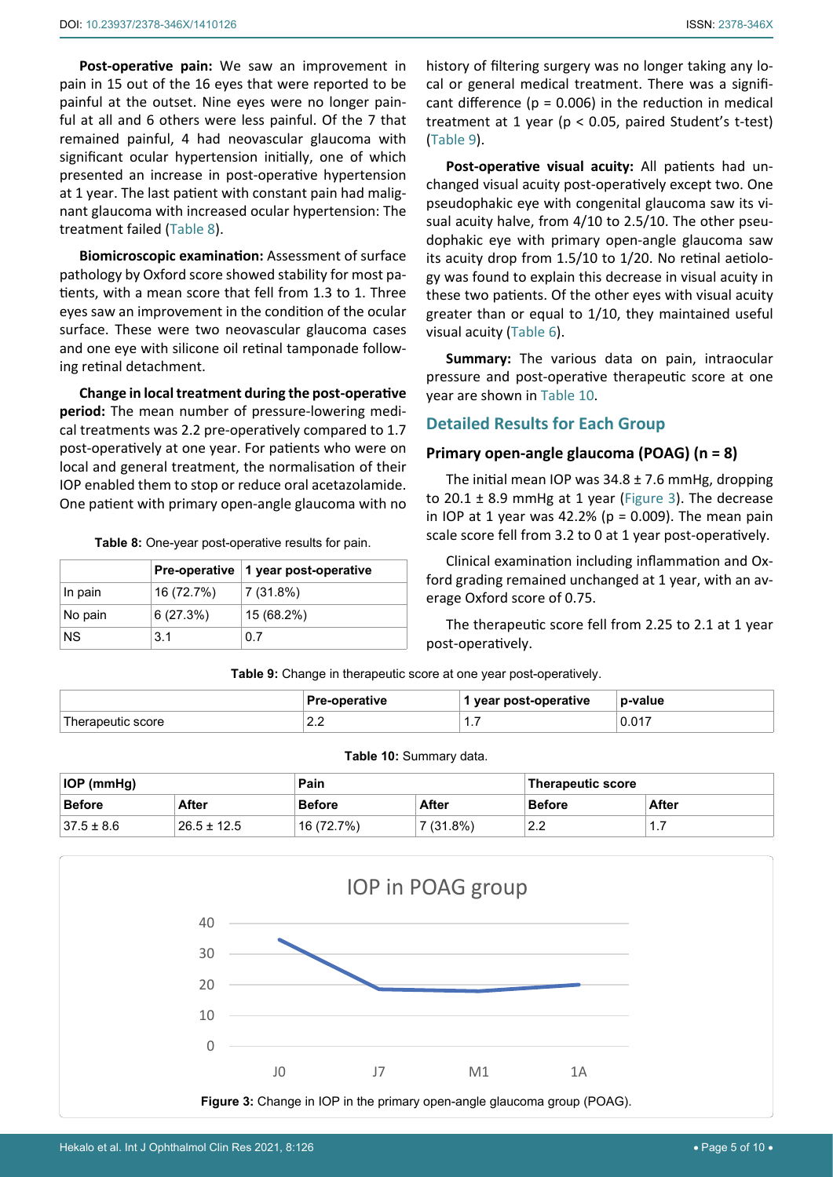**Post-operative pain:** We saw an improvement in pain in 15 out of the 16 eyes that were reported to be painful at the outset. Nine eyes were no longer painful at all and 6 others were less painful. Of the 7 that remained painful, 4 had neovascular glaucoma with significant ocular hypertension initially, one of which presented an increase in post-operative hypertension at 1 year. The last patient with constant pain had malignant glaucoma with increased ocular hypertension: The treatment failed (Table 8).

**Biomicroscopic examination:** Assessment of surface pathology by Oxford score showed stability for most patients, with a mean score that fell from 1.3 to 1. Three eyes saw an improvement in the condition of the ocular surface. These were two neovascular glaucoma cases and one eye with silicone oil retinal tamponade following retinal detachment.

**Change in local treatment during the post-operative period:** The mean number of pressure-lowering medical treatments was 2.2 pre-operatively compared to 1.7 post-operatively at one year. For patients who were on local and general treatment, the normalisation of their IOP enabled them to stop or reduce oral acetazolamide. One patient with primary open-angle glaucoma with no history of filtering surgery was no longer taking any local or general medical treatment. There was a significant difference ($p = 0.006$) in the reduction in medical treatment at 1 year ($p < 0.05$, paired Student's t-test) (Table 9).

**Table 8:** One-year post-operative results for pain.

| | Pre-operative | 1 year post-operative |
|---|---|---|
| In pain | 16 (72.7%) | 7 (31.8%) |
| No pain | 6 (27.3%) | 15 (68.2%) |
| NS | 3.1 | 0.7 |

**Post-operative visual acuity:** All patients had unchanged visual acuity post-operatively except two. One pseudophakic eye with congenital glaucoma saw its visual acuity halve, from 4/10 to 2.5/10. The other pseudophakic eye with primary open-angle glaucoma saw its acuity drop from 1.5/10 to 1/20. No retinal aetiology was found to explain this decrease in visual acuity in these two patients. Of the other eyes with visual acuity greater than or equal to 1/10, they maintained useful visual acuity (Table 6).

**Summary:** The various data on pain, intraocular pressure and post-operative therapeutic score at one year are shown in Table 10.

## Detailed Results for Each Group

### Primary open-angle glaucoma (POAG) (n = 8)

The initial mean IOP was 34.8 ± 7.6 mmHg, dropping to 20.1 ± 8.9 mmHg at 1 year (Figure 3). The decrease in IOP at 1 year was 42.2% ($p = 0.009$). The mean pain scale score fell from 3.2 to 0 at 1 year post-operatively.

Clinical examination including inflammation and Oxford grading remained unchanged at 1 year, with an average Oxford score of 0.75.

The therapeutic score fell from 2.25 to 2.1 at 1 year post-operatively.

**Table 9:** Change in therapeutic score at one year post-operatively.

| | Pre-operative | 1 year post-operative | p-value |
|---|---|---|---|
| Therapeutic score | 2.2 | 1.7 | 0.017 |

**Table 10:** Summary data.

| IOP (mmHg) | | Pain | | Therapeutic score | |
|---|---|---|---|---|---|
| Before | After | Before | After | Before | After |
| 37.5 ± 8.6 | 26.5 ± 12.5 | 16 (72.7%) | 7 (31.8%) | 2.2 | 1.7 |

**Figure 3:** Change in IOP in the primary open-angle glaucoma group (POAG).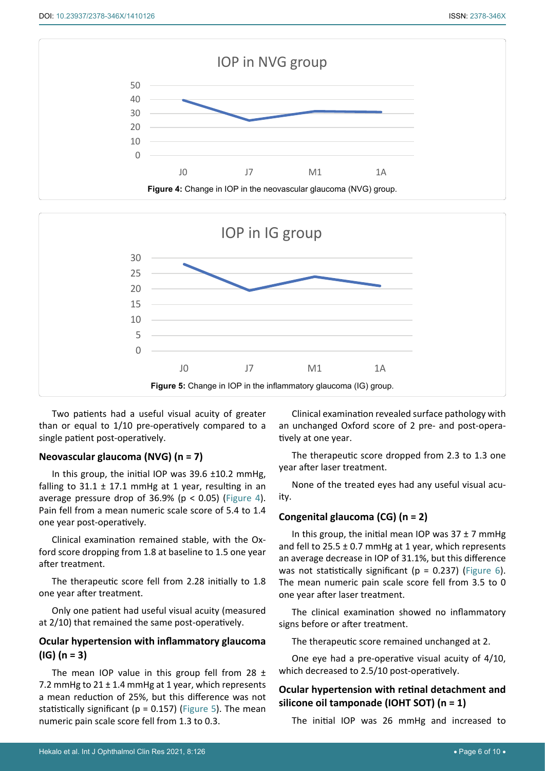Figure 4: Change in IOP in the neovascular glaucoma (NVG) group.

Figure 5: Change in IOP in the inflammatory glaucoma (IG) group.

Two patients had a useful visual acuity of greater than or equal to 1/10 pre-operatively compared to a single patient post-operatively.

### Neovascular glaucoma (NVG) (n = 7)

In this group, the initial IOP was 39.6 ±10.2 mmHg, falling to 31.1 ± 17.1 mmHg at 1 year, resulting in an average pressure drop of 36.9% ($p < 0.05$) (Figure 4). Pain fell from a mean numeric scale score of 5.4 to 1.4 one year post-operatively.

Clinical examination remained stable, with the Oxford score dropping from 1.8 at baseline to 1.5 one year after treatment.

The therapeutic score fell from 2.28 initially to 1.8 one year after treatment.

Only one patient had useful visual acuity (measured at 2/10) that remained the same post-operatively.

### Ocular hypertension with inflammatory glaucoma (IG) (n = 3)

The mean IOP value in this group fell from 28 ± 7.2 mmHg to 21 ± 1.4 mmHg at 1 year, which represents a mean reduction of 25%, but this difference was not statistically significant ($p = 0.157$) (Figure 5). The mean numeric pain scale score fell from 1.3 to 0.3.

Clinical examination revealed surface pathology with an unchanged Oxford score of 2 pre- and post-operatively at one year.

The therapeutic score dropped from 2.3 to 1.3 one year after laser treatment.

None of the treated eyes had any useful visual acuity.

### Congenital glaucoma (CG) (n = 2)

In this group, the initial mean IOP was 37 ± 7 mmHg and fell to 25.5 ± 0.7 mmHg at 1 year, which represents an average decrease in IOP of 31.1%, but this difference was not statistically significant ($p = 0.237$) (Figure 6). The mean numeric pain scale score fell from 3.5 to 0 one year after laser treatment.

The clinical examination showed no inflammatory signs before or after treatment.

The therapeutic score remained unchanged at 2.

One eye had a pre-operative visual acuity of 4/10, which decreased to 2.5/10 post-operatively.

### Ocular hypertension with retinal detachment and silicone oil tamponade (IOHT SOT) (n = 1)

The initial IOP was 26 mmHg and increased to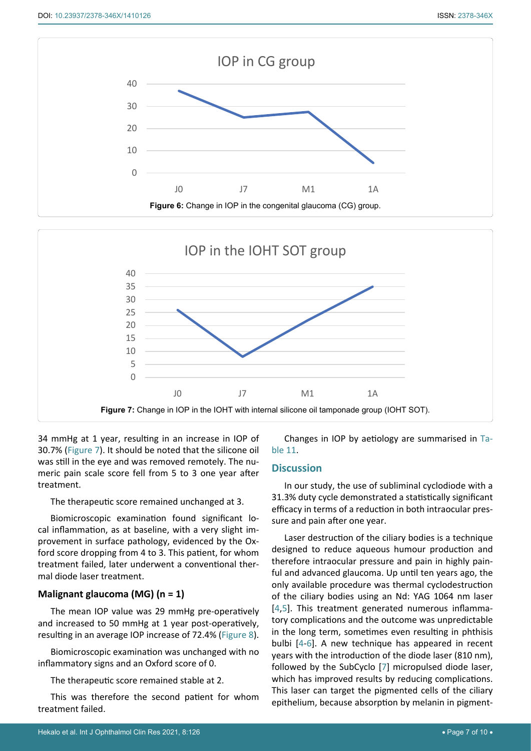Figure 6: Change in IOP in the congenital glaucoma (CG) group.

Figure 7: Change in IOP in the IOHT with internal silicone oil tamponade group (IOHT SOT).

34 mmHg at 1 year, resulting in an increase in IOP of 30.7% (Figure 7). It should be noted that the silicone oil was still in the eye and was removed remotely. The numeric pain scale score fell from 5 to 3 one year after treatment.

The therapeutic score remained unchanged at 3.

Biomicroscopic examination found significant local inflammation, as at baseline, with a very slight improvement in surface pathology, evidenced by the Oxford score dropping from 4 to 3. This patient, for whom treatment failed, later underwent a conventional thermal diode laser treatment.

### Malignant glaucoma (MG) (n = 1)

The mean IOP value was 29 mmHg pre-operatively and increased to 50 mmHg at 1 year post-operatively, resulting in an average IOP increase of 72.4% (Figure 8).

Biomicroscopic examination was unchanged with no inflammatory signs and an Oxford score of 0.

The therapeutic score remained stable at 2.

This was therefore the second patient for whom treatment failed.

Changes in IOP by aetiology are summarised in Table 11.

## Discussion

In our study, the use of subliminal cyclodiode with a 31.3% duty cycle demonstrated a statistically significant efficacy in terms of a reduction in both intraocular pressure and pain after one year.

Laser destruction of the ciliary bodies is a technique designed to reduce aqueous humour production and therefore intraocular pressure and pain in highly painful and advanced glaucoma. Up until ten years ago, the only available procedure was thermal cyclodestruction of the ciliary bodies using an Nd: YAG 1064 nm laser [4,5]. This treatment generated numerous inflammatory complications and the outcome was unpredictable in the long term, sometimes even resulting in phthisis bulbi [4-6]. A new technique has appeared in recent years with the introduction of the diode laser (810 nm), followed by the SubCyclo [7] micropulsed diode laser, which has improved results by reducing complications. This laser can target the pigmented cells of the ciliary epithelium, because absorption by melanin in pigment-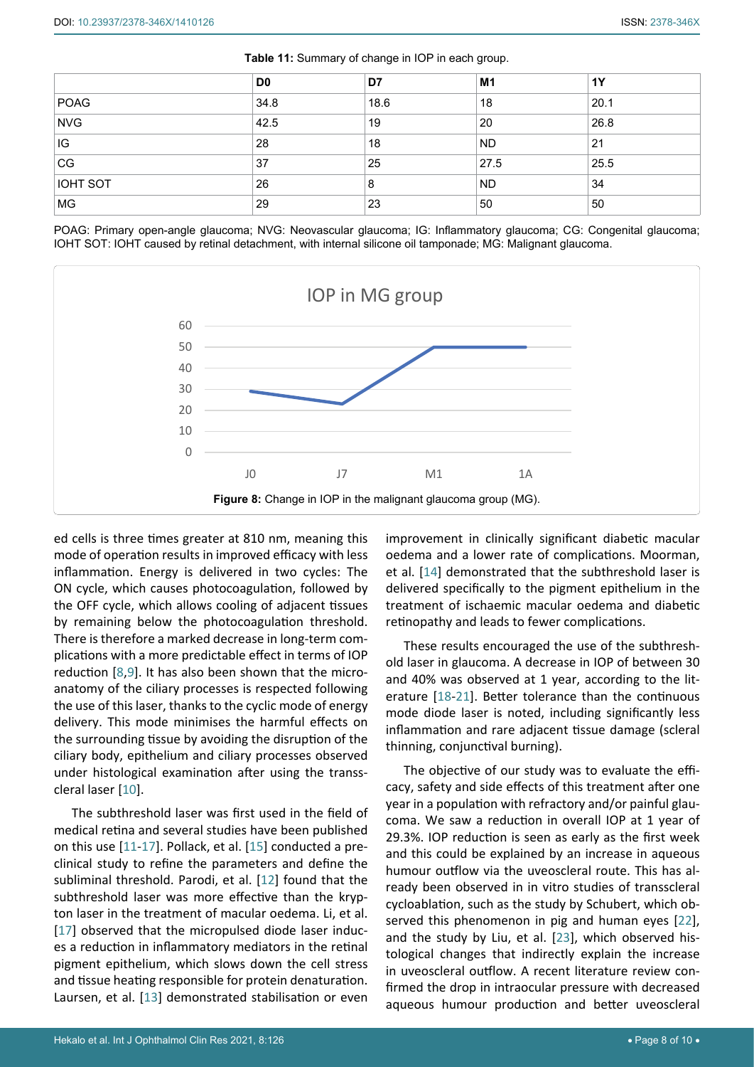**Table 11:** Summary of change in IOP in each group.

| | D0 | D7 | M1 | 1Y |
|---|---|---|---|---|
| POAG | 34.8 | 18.6 | 18 | 20.1 |
| NVG | 42.5 | 19 | 20 | 26.8 |
| IG | 28 | 18 | ND | 21 |
| CG | 37 | 25 | 27.5 | 25.5 |
| IOHT SOT | 26 | 8 | ND | 34 |
| MG | 29 | 23 | 50 | 50 |

POAG: Primary open-angle glaucoma; NVG: Neovascular glaucoma; IG: Inflammatory glaucoma; CG: Congenital glaucoma; IOHT SOT: IOHT caused by retinal detachment, with internal silicone oil tamponade; MG: Malignant glaucoma.

**Figure 8:** Change in IOP in the malignant glaucoma group (MG).

ed cells is three times greater at 810 nm, meaning this mode of operation results in improved efficacy with less inflammation. Energy is delivered in two cycles: The ON cycle, which causes photocoagulation, followed by the OFF cycle, which allows cooling of adjacent tissues by remaining below the photocoagulation threshold. There is therefore a marked decrease in long-term complications with a more predictable effect in terms of IOP reduction [8,9]. It has also been shown that the microanatomy of the ciliary processes is respected following the use of this laser, thanks to the cyclic mode of energy delivery. This mode minimises the harmful effects on the surrounding tissue by avoiding the disruption of the ciliary body, epithelium and ciliary processes observed under histological examination after using the transscleral laser [10].

The subthreshold laser was first used in the field of medical retina and several studies have been published on this use [11-17]. Pollack, et al. [15] conducted a preclinical study to refine the parameters and define the subliminal threshold. Parodi, et al. [12] found that the subthreshold laser was more effective than the krypton laser in the treatment of macular oedema. Li, et al. [17] observed that the micropulsed diode laser induces a reduction in inflammatory mediators in the retinal pigment epithelium, which slows down the cell stress and tissue heating responsible for protein denaturation. Laursen, et al. [13] demonstrated stabilisation or even improvement in clinically significant diabetic macular oedema and a lower rate of complications. Moorman, et al. [14] demonstrated that the subthreshold laser is delivered specifically to the pigment epithelium in the treatment of ischaemic macular oedema and diabetic retinopathy and leads to fewer complications.

These results encouraged the use of the subthreshold laser in glaucoma. A decrease in IOP of between 30 and 40% was observed at 1 year, according to the literature [18-21]. Better tolerance than the continuous mode diode laser is noted, including significantly less inflammation and rare adjacent tissue damage (scleral thinning, conjunctival burning).

The objective of our study was to evaluate the efficacy, safety and side effects of this treatment after one year in a population with refractory and/or painful glaucoma. We saw a reduction in overall IOP at 1 year of 29.3%. IOP reduction is seen as early as the first week and this could be explained by an increase in aqueous humour outflow via the uveoscleral route. This has already been observed in in vitro studies of transscleral cycloablation, such as the study by Schubert, which observed this phenomenon in pig and human eyes [22], and the study by Liu, et al. [23], which observed histological changes that indirectly explain the increase in uveoscleral outflow. A recent literature review confirmed the drop in intraocular pressure with decreased aqueous humour production and better uveoscleral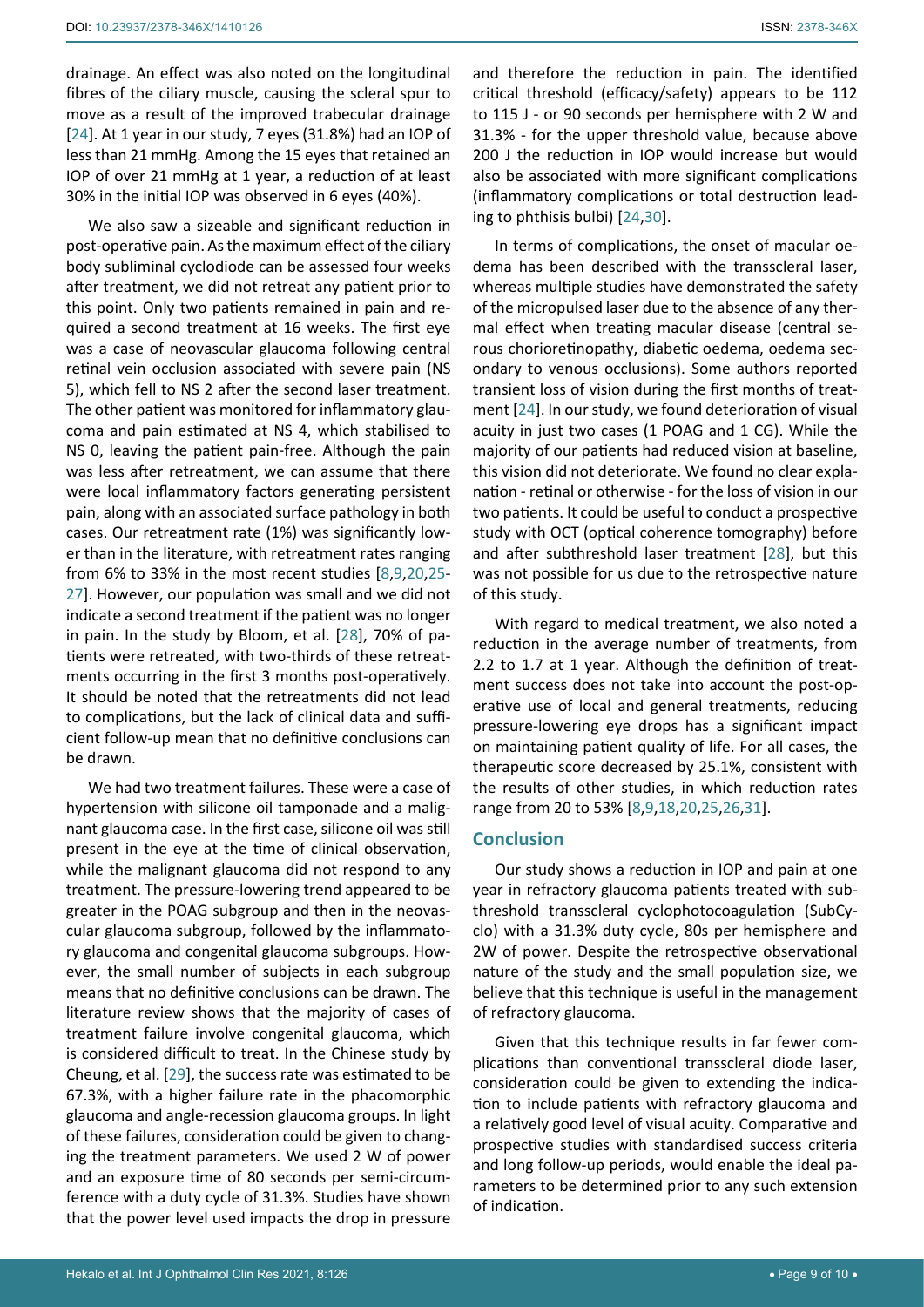drainage. An effect was also noted on the longitudinal fibres of the ciliary muscle, causing the scleral spur to move as a result of the improved trabecular drainage [24]. At 1 year in our study, 7 eyes (31.8%) had an IOP of less than 21 mmHg. Among the 15 eyes that retained an IOP of over 21 mmHg at 1 year, a reduction of at least 30% in the initial IOP was observed in 6 eyes (40%).

We also saw a sizeable and significant reduction in post-operative pain. As the maximum effect of the ciliary body subliminal cyclodiode can be assessed four weeks after treatment, we did not retreat any patient prior to this point. Only two patients remained in pain and required a second treatment at 16 weeks. The first eye was a case of neovascular glaucoma following central retinal vein occlusion associated with severe pain (NS 5), which fell to NS 2 after the second laser treatment. The other patient was monitored for inflammatory glaucoma and pain estimated at NS 4, which stabilised to NS 0, leaving the patient pain-free. Although the pain was less after retreatment, we can assume that there were local inflammatory factors generating persistent pain, along with an associated surface pathology in both cases. Our retreatment rate (1%) was significantly lower than in the literature, with retreatment rates ranging from 6% to 33% in the most recent studies [8,9,20,25-27]. However, our population was small and we did not indicate a second treatment if the patient was no longer in pain. In the study by Bloom, et al. [28], 70% of patients were retreated, with two-thirds of these retreatments occurring in the first 3 months post-operatively. It should be noted that the retreatments did not lead to complications, but the lack of clinical data and sufficient follow-up mean that no definitive conclusions can be drawn.

We had two treatment failures. These were a case of hypertension with silicone oil tamponade and a malignant glaucoma case. In the first case, silicone oil was still present in the eye at the time of clinical observation, while the malignant glaucoma did not respond to any treatment. The pressure-lowering trend appeared to be greater in the POAG subgroup and then in the neovascular glaucoma subgroup, followed by the inflammatory glaucoma and congenital glaucoma subgroups. However, the small number of subjects in each subgroup means that no definitive conclusions can be drawn. The literature review shows that the majority of cases of treatment failure involve congenital glaucoma, which is considered difficult to treat. In the Chinese study by Cheung, et al. [29], the success rate was estimated to be 67.3%, with a higher failure rate in the phacomorphic glaucoma and angle-recession glaucoma groups. In light of these failures, consideration could be given to changing the treatment parameters. We used 2 W of power and an exposure time of 80 seconds per semi-circumference with a duty cycle of 31.3%. Studies have shown that the power level used impacts the drop in pressure and therefore the reduction in pain. The identified critical threshold (efficacy/safety) appears to be 112 to 115 J - or 90 seconds per hemisphere with 2 W and 31.3% - for the upper threshold value, because above 200 J the reduction in IOP would increase but would also be associated with more significant complications (inflammatory complications or total destruction leading to phthisis bulbi) [24,30].

In terms of complications, the onset of macular oedema has been described with the transscleral laser, whereas multiple studies have demonstrated the safety of the micropulsed laser due to the absence of any thermal effect when treating macular disease (central serous chorioretinopathy, diabetic oedema, oedema secondary to venous occlusions). Some authors reported transient loss of vision during the first months of treatment [24]. In our study, we found deterioration of visual acuity in just two cases (1 POAG and 1 CG). While the majority of our patients had reduced vision at baseline, this vision did not deteriorate. We found no clear explanation - retinal or otherwise - for the loss of vision in our two patients. It could be useful to conduct a prospective study with OCT (optical coherence tomography) before and after subthreshold laser treatment [28], but this was not possible for us due to the retrospective nature of this study.

With regard to medical treatment, we also noted a reduction in the average number of treatments, from 2.2 to 1.7 at 1 year. Although the definition of treatment success does not take into account the post-operative use of local and general treatments, reducing pressure-lowering eye drops has a significant impact on maintaining patient quality of life. For all cases, the therapeutic score decreased by 25.1%, consistent with the results of other studies, in which reduction rates range from 20 to 53% [8,9,18,20,25,26,31].

## Conclusion

Our study shows a reduction in IOP and pain at one year in refractory glaucoma patients treated with subthreshold transscleral cyclophotocoagulation (SubCyclo) with a 31.3% duty cycle, 80s per hemisphere and 2W of power. Despite the retrospective observational nature of the study and the small population size, we believe that this technique is useful in the management of refractory glaucoma.

Given that this technique results in far fewer complications than conventional transscleral diode laser, consideration could be given to extending the indication to include patients with refractory glaucoma and a relatively good level of visual acuity. Comparative and prospective studies with standardised success criteria and long follow-up periods, would enable the ideal parameters to be determined prior to any such extension of indication.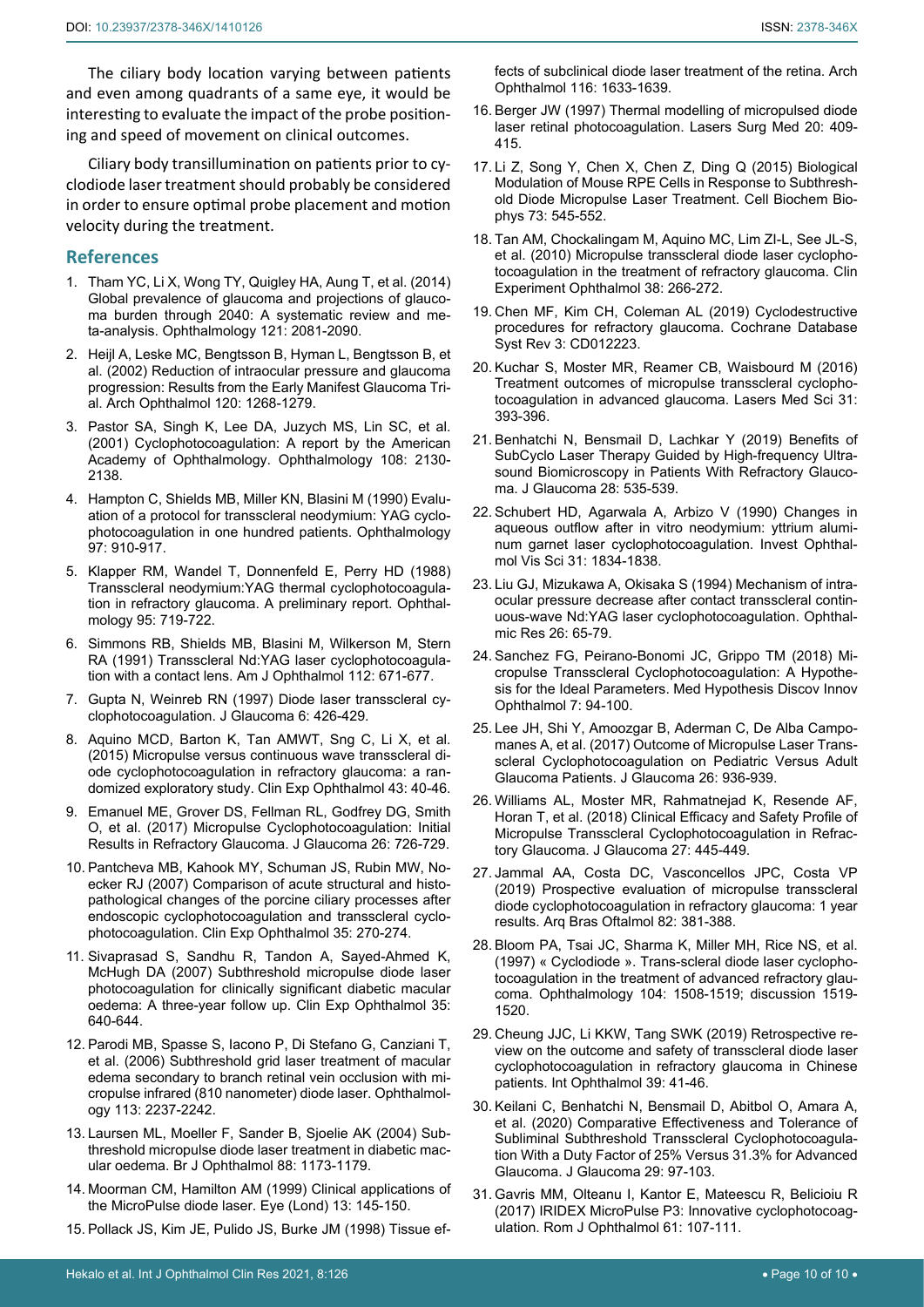The ciliary body location varying between patients and even among quadrants of a same eye, it would be interesting to evaluate the impact of the probe positioning and speed of movement on clinical outcomes.

Ciliary body transillumination on patients prior to cyclodiode laser treatment should probably be considered in order to ensure optimal probe placement and motion velocity during the treatment.

## References

1. Tham YC, Li X, Wong TY, Quigley HA, Aung T, et al. (2014) Global prevalence of glaucoma and projections of glaucoma burden through 2040: A systematic review and meta-analysis. Ophthalmology 121: 2081-2090.
2. Heijl A, Leske MC, Bengtsson B, Hyman L, Bengtsson B, et al. (2002) Reduction of intraocular pressure and glaucoma progression: Results from the Early Manifest Glaucoma Trial. Arch Ophthalmol 120: 1268-1279.
3. Pastor SA, Singh K, Lee DA, Juzych MS, Lin SC, et al. (2001) Cyclophotocoagulation: A report by the American Academy of Ophthalmology. Ophthalmology 108: 2130-2138.
4. Hampton C, Shields MB, Miller KN, Blasini M (1990) Evaluation of a protocol for transscleral neodymium: YAG cyclophotocoagulation in one hundred patients. Ophthalmology 97: 910-917.
5. Klapper RM, Wandel T, Donnenfeld E, Perry HD (1988) Transscleral neodymium:YAG thermal cyclophotocoagulation in refractory glaucoma. A preliminary report. Ophthalmology 95: 719-722.
6. Simmons RB, Shields MB, Blasini M, Wilkerson M, Stern RA (1991) Transscleral Nd:YAG laser cyclophotocoagulation with a contact lens. Am J Ophthalmol 112: 671-677.
7. Gupta N, Weinreb RN (1997) Diode laser transscleral cyclophotocoagulation. J Glaucoma 6: 426-429.
8. Aquino MCD, Barton K, Tan AMWT, Sng C, Li X, et al. (2015) Micropulse versus continuous wave transscleral diode cyclophotocoagulation in refractory glaucoma: a randomized exploratory study. Clin Exp Ophthalmol 43: 40-46.
9. Emanuel ME, Grover DS, Fellman RL, Godfrey DG, Smith O, et al. (2017) Micropulse Cyclophotocoagulation: Initial Results in Refractory Glaucoma. J Glaucoma 26: 726-729.
10. Pantcheva MB, Kahook MY, Schuman JS, Rubin MW, Noecker RJ (2007) Comparison of acute structural and histopathological changes of the porcine ciliary processes after endoscopic cyclophotocoagulation and transscleral cyclophotocoagulation. Clin Exp Ophthalmol 35: 270-274.
11. Sivaprasad S, Sandhu R, Tandon A, Sayed-Ahmed K, McHugh DA (2007) Subthreshold micropulse diode laser photocoagulation for clinically significant diabetic macular oedema: A three-year follow up. Clin Exp Ophthalmol 35: 640-644.
12. Parodi MB, Spasse S, Iacono P, Di Stefano G, Canziani T, et al. (2006) Subthreshold grid laser treatment of macular edema secondary to branch retinal vein occlusion with micropulse infrared (810 nanometer) diode laser. Ophthalmology 113: 2237-2242.
13. Laursen ML, Moeller F, Sander B, Sjoelie AK (2004) Subthreshold micropulse diode laser treatment in diabetic macular oedema. Br J Ophthalmol 88: 1173-1179.
14. Moorman CM, Hamilton AM (1999) Clinical applications of the MicroPulse diode laser. Eye (Lond) 13: 145-150.
15. Pollack JS, Kim JE, Pulido JS, Burke JM (1998) Tissue effects of subclinical diode laser treatment of the retina. Arch Ophthalmol 116: 1633-1639.
16. Berger JW (1997) Thermal modelling of micropulsed diode laser retinal photocoagulation. Lasers Surg Med 20: 409-415.
17. Li Z, Song Y, Chen X, Chen Z, Ding Q (2015) Biological Modulation of Mouse RPE Cells in Response to Subthreshold Diode Micropulse Laser Treatment. Cell Biochem Biophys 73: 545-552.
18. Tan AM, Chockalingam M, Aquino MC, Lim ZI-L, See JL-S, et al. (2010) Micropulse transscleral diode laser cyclophotocoagulation in the treatment of refractory glaucoma. Clin Experiment Ophthalmol 38: 266-272.
19. Chen MF, Kim CH, Coleman AL (2019) Cyclodestructive procedures for refractory glaucoma. Cochrane Database Syst Rev 3: CD012223.
20. Kuchar S, Moster MR, Reamer CB, Waisbourd M (2016) Treatment outcomes of micropulse transscleral cyclophotocoagulation in advanced glaucoma. Lasers Med Sci 31: 393-396.
21. Benhatchi N, Bensmail D, Lachkar Y (2019) Benefits of SubCyclo Laser Therapy Guided by High-frequency Ultrasound Biomicroscopy in Patients With Refractory Glaucoma. J Glaucoma 28: 535-539.
22. Schubert HD, Agarwala A, Arbizo V (1990) Changes in aqueous outflow after in vitro neodymium: yttrium aluminum garnet laser cyclophotocoagulation. Invest Ophthalmol Vis Sci 31: 1834-1838.
23. Liu GJ, Mizukawa A, Okisaka S (1994) Mechanism of intraocular pressure decrease after contact transscleral continuous-wave Nd:YAG laser cyclophotocoagulation. Ophthalmic Res 26: 65-79.
24. Sanchez FG, Peirano-Bonomi JC, Grippo TM (2018) Micropulse Transscleral Cyclophotocoagulation: A Hypothesis for the Ideal Parameters. Med Hypothesis Discov Innov Ophthalmol 7: 94-100.
25. Lee JH, Shi Y, Amoozgar B, Aderman C, De Alba Campomanes A, et al. (2017) Outcome of Micropulse Laser Transscleral Cyclophotocoagulation on Pediatric Versus Adult Glaucoma Patients. J Glaucoma 26: 936-939.
26. Williams AL, Moster MR, Rahmatnejad K, Resende AF, Horan T, et al. (2018) Clinical Efficacy and Safety Profile of Micropulse Transscleral Cyclophotocoagulation in Refractory Glaucoma. J Glaucoma 27: 445-449.
27. Jammal AA, Costa DC, Vasconcellos JPC, Costa VP (2019) Prospective evaluation of micropulse transscleral diode cyclophotocoagulation in refractory glaucoma: 1 year results. Arq Bras Oftalmol 82: 381-388.
28. Bloom PA, Tsai JC, Sharma K, Miller MH, Rice NS, et al. (1997) « Cyclodiode ». Trans-scleral diode laser cyclophotocoagulation in the treatment of advanced refractory glaucoma. Ophthalmology 104: 1508-1519; discussion 1519-1520.
29. Cheung JJC, Li KKW, Tang SWK (2019) Retrospective review on the outcome and safety of transscleral diode laser cyclophotocoagulation in refractory glaucoma in Chinese patients. Int Ophthalmol 39: 41-46.
30. Keilani C, Benhatchi N, Bensmail D, Abitbol O, Amara A, et al. (2020) Comparative Effectiveness and Tolerance of Subliminal Subthreshold Transscleral Cyclophotocoagulation With a Duty Factor of 25% Versus 31.3% for Advanced Glaucoma. J Glaucoma 29: 97-103.
31. Gavris MM, Olteanu I, Kantor E, Mateescu R, Belicioiu R (2017) IRIDEX MicroPulse P3: Innovative cyclophotocoagulation. Rom J Ophthalmol 61: 107-111.